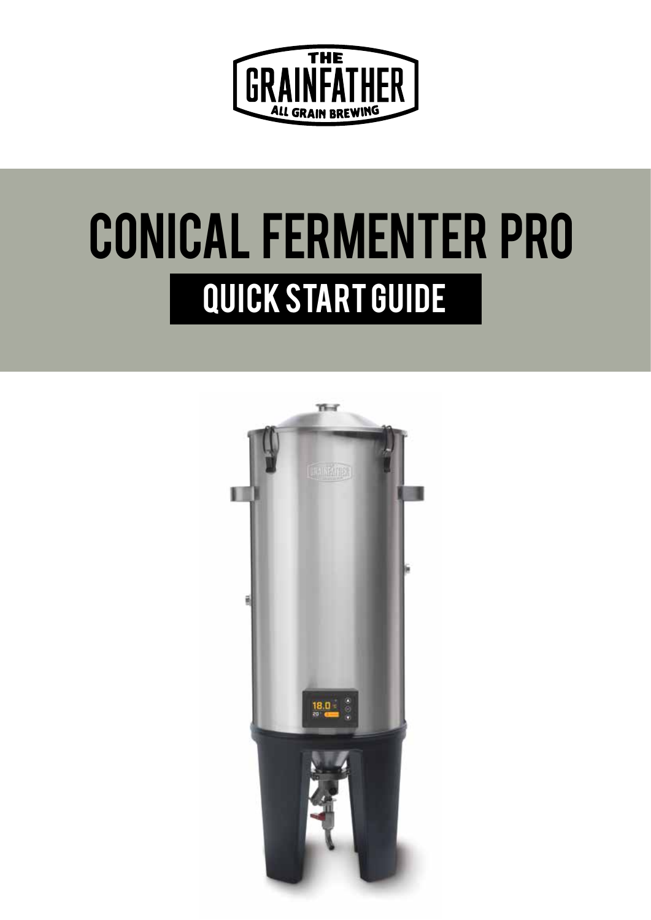THE GRAINFATHER
ALL GRAIN BREWING

# CONICAL FERMENTER PRO

## QUICK START GUIDE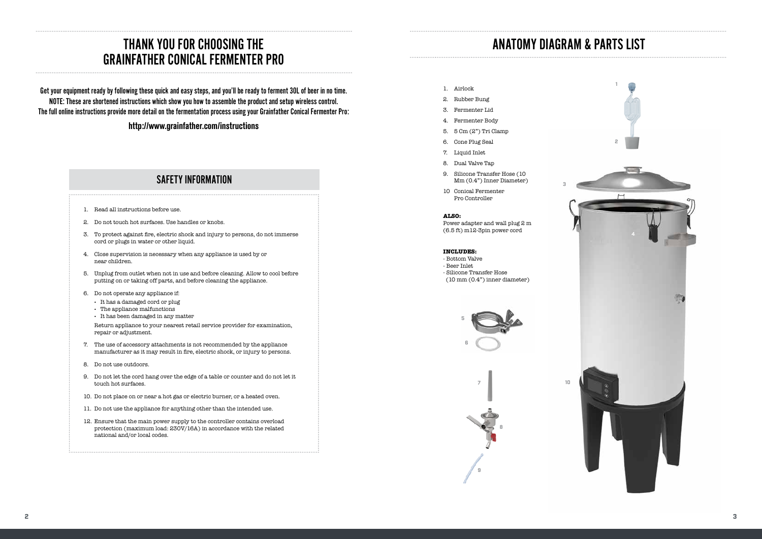# THANK YOU FOR CHOOSING THE GRAINFATHER CONICAL FERMENTER PRO

Get your equipment ready by following these quick and easy steps, and you'll be ready to ferment 30L of beer in no time.
NOTE: These are shortened instructions which show you how to assemble the product and setup wireless control.
The full online instructions provide more detail on the fermentation process using your Grainfather Conical Fermenter Pro:

**http://www.grainfather.com/instructions**

## SAFETY INFORMATION

1. Read all instructions before use.
2. Do not touch hot surfaces. Use handles or knobs.
3. To protect against fire, electric shock and injury to persons, do not immerse cord or plugs in water or other liquid.
4. Close supervision is necessary when any appliance is used by or near children.
5. Unplug from outlet when not in use and before cleaning. Allow to cool before putting on or taking off parts, and before cleaning the appliance.
6. Do not operate any appliance if:
   - It has a damaged cord or plug
   - The appliance malfunctions
   - It has been damaged in any matter

   Return appliance to your nearest retail service provider for examination, repair or adjustment.
7. The use of accessory attachments is not recommended by the appliance manufacturer as it may result in fire, electric shock, or injury to persons.
8. Do not use outdoors.
9. Do not let the cord hang over the edge of a table or counter and do not let it touch hot surfaces.
10. Do not place on or near a hot gas or electric burner, or a heated oven.
11. Do not use the appliance for anything other than the intended use.
12. Ensure that the main power supply to the controller contains overload protection (maximum load: 230V/16A) in accordance with the related national and/or local codes.

# ANATOMY DIAGRAM & PARTS LIST

1. Airlock
2. Rubber Bung
3. Fermenter Lid
4. Fermenter Body
5. 5 Cm (2") Tri Clamp
6. Cone Plug Seal
7. Liquid Inlet
8. Dual Valve Tap
9. Silicone Transfer Hose (10 Mm (0.4") Inner Diameter)
10. Conical Fermenter Pro Controller

**ALSO:**
Power adapter and wall plug 2 m (6.5 ft) m12-3pin power cord

**INCLUDES:**
- Bottom Valve
- Beer Inlet
- Silicone Transfer Hose (10 mm (0.4") inner diameter)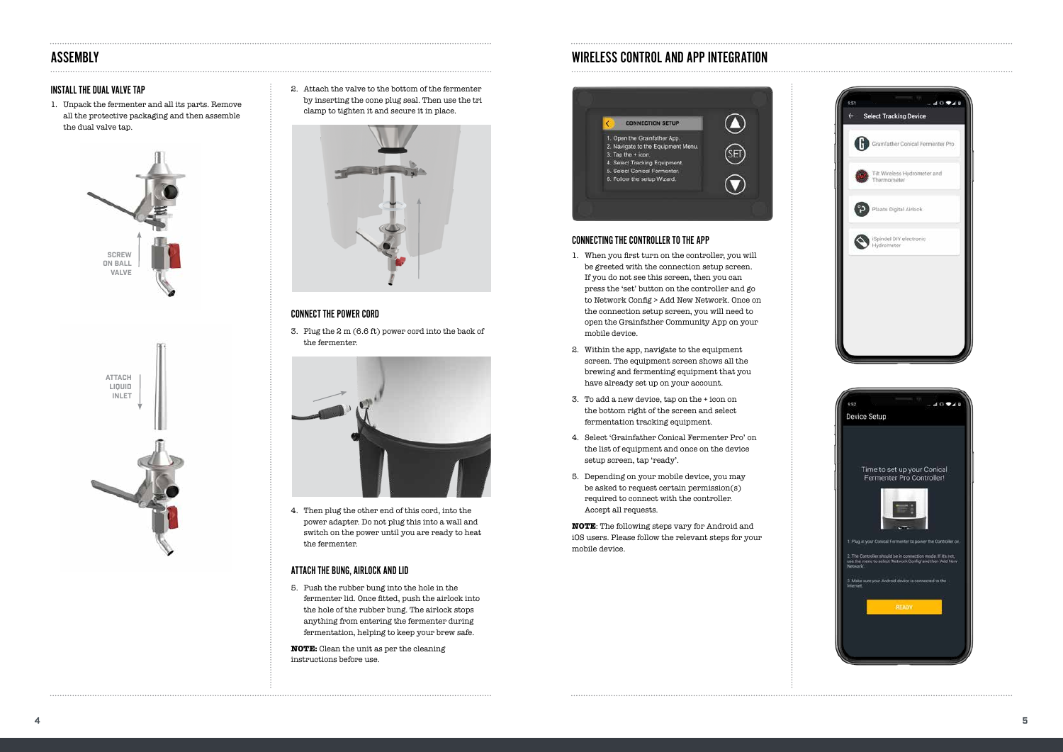## ASSEMBLY

### INSTALL THE DUAL VALVE TAP

1. Unpack the fermenter and all its parts. Remove all the protective packaging and then assemble the dual valve tap.

SCREW ON BALL VALVE

ATTACH LIQUID INLET

2. Attach the valve to the bottom of the fermenter by inserting the cone plug seal. Then use the tri clamp to tighten it and secure it in place.

### CONNECT THE POWER CORD

3. Plug the 2 m (6.6 ft) power cord into the back of the fermenter.

4. Then plug the other end of this cord, into the power adapter. Do not plug this into a wall and switch on the power until you are ready to heat the fermenter.

### ATTACH THE BUNG, AIRLOCK AND LID

5. Push the rubber bung into the hole in the fermenter lid. Once fitted, push the airlock into the hole of the rubber bung. The airlock stops anything from entering the fermenter during fermentation, helping to keep your brew safe.

**NOTE:** Clean the unit as per the cleaning instructions before use.

## WIRELESS CONTROL AND APP INTEGRATION

CONNECTION SETUP

1. Open the Grainfather App.
2. Navigate to the Equipment Menu.
3. Tap the + icon.
4. Select Tracking Equipment.
5. Select Conical Fermenter.
6. Follow the setup Wizard.

### CONNECTING THE CONTROLLER TO THE APP

1. When you first turn on the controller, you will be greeted with the connection setup screen. If you do not see this screen, then you can press the 'set' button on the controller and go to Network Config > Add New Network. Once on the connection setup screen, you will need to open the Grainfather Community App on your mobile device.

2. Within the app, navigate to the equipment screen. The equipment screen shows all the brewing and fermenting equipment that you have already set up on your account.

3. To add a new device, tap on the + icon on the bottom right of the screen and select fermentation tracking equipment.

4. Select 'Grainfather Conical Fermenter Pro' on the list of equipment and once on the device setup screen, tap 'ready'.

5. Depending on your mobile device, you may be asked to request certain permission(s) required to connect with the controller. Accept all requests.

**NOTE**: The following steps vary for Android and iOS users. Please follow the relevant steps for your mobile device.

Select Tracking Device

- Grainfather Conical Fermenter Pro
- Tilt Wireless Hydrometer and Thermometer
- Plaato Digital Airlock
- iSpindel DIY electronic Hydrometer

Device Setup

Time to set up your Conical Fermenter Pro Controller!

1. Plug in your Conical Fermenter to power the Controller on.
2. The Controller should be in connection mode. If its not, use the menu to select 'Network Config' and then 'Add New Network'.
3. Make sure your Android device is connected to the Internet.

READY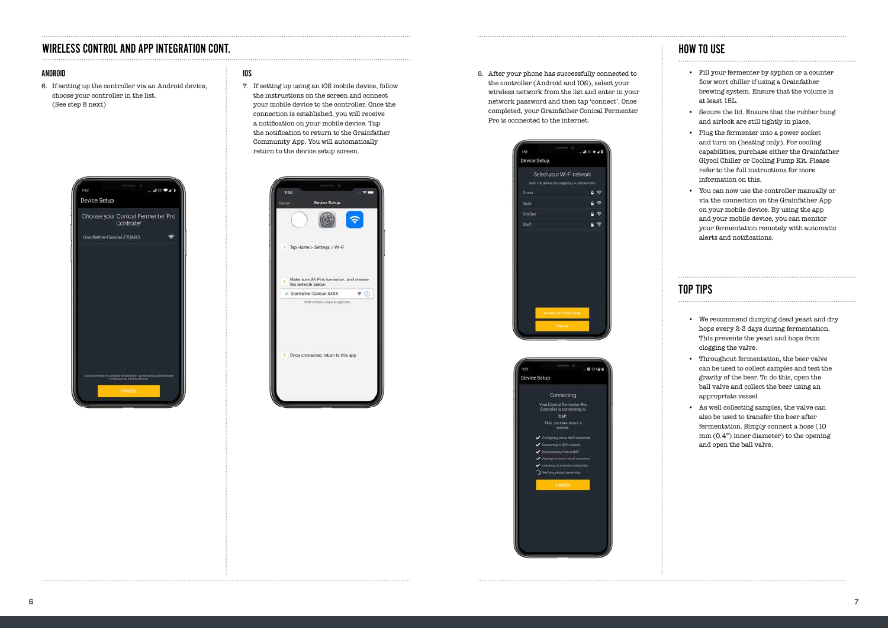## WIRELESS CONTROL AND APP INTEGRATION CONT.

### ANDROID

6. If setting up the controller via an Android device, choose your controller in the list. (See step 8 next)

### IOS

7. If setting up using an iOS mobile device, follow the instructions on the screen and connect your mobile device to the controller. Once the connection is established, you will receive a notification on your mobile device. Tap the notification to return to the Grainfather Community App. You will automatically return to the device setup screen.

8. After your phone has successfully connected to the controller (Android and IOS), select your wireless network from the list and enter in your network password and then tap 'connect'. Once completed, your Grainfather Conical Fermenter Pro is connected to the internet.

## HOW TO USE

- Fill your fermenter by syphon or a counter flow wort chiller if using a Grainfather brewing system. Ensure that the volume is at least 15L.
- Secure the lid. Ensure that the rubber bung and airlock are still tightly in place.
- Plug the fermenter into a power socket and turn on (heating only). For cooling capabilities, purchase either the Grainfather Glycol Chiller or Cooling Pump Kit. Please refer to the full instructions for more information on this.
- You can now use the controller manually or via the connection on the Grainfather App on your mobile device. By using the app and your mobile device, you can monitor your fermentation remotely with automatic alerts and notifications.

## TOP TIPS

- We recommend dumping dead yeast and dry hops every 2-3 days during fermentation. This prevents the yeast and hops from clogging the valve.
- Throughout fermentation, the beer valve can be used to collect samples and test the gravity of the beer. To do this, open the ball valve and collect the beer using an appropriate vessel.
- As well collecting samples, the valve can also be used to transfer the beer after fermentation. Simply connect a hose (10 mm (0.4") inner diameter) to the opening and open the ball valve.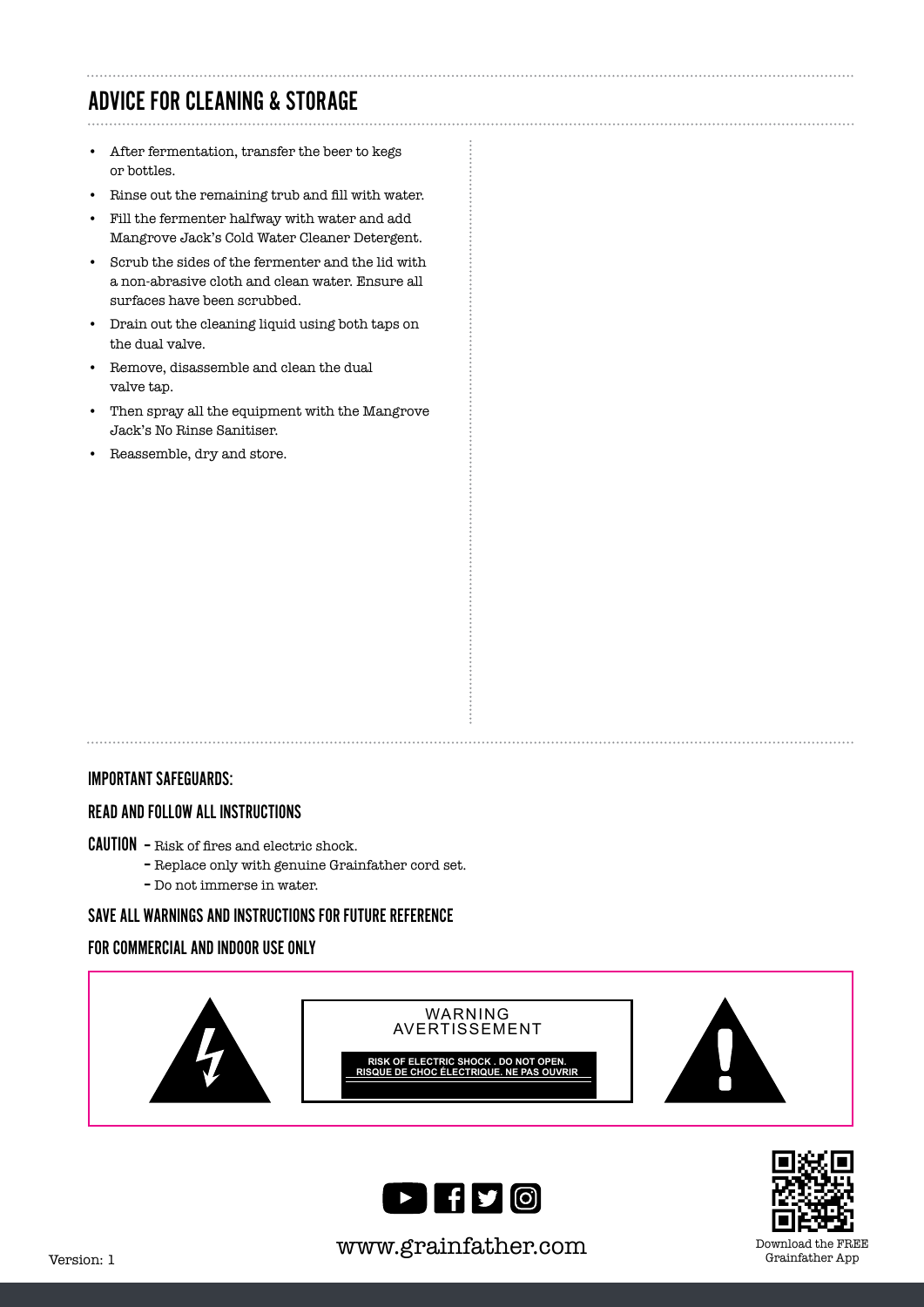## ADVICE FOR CLEANING & STORAGE

- After fermentation, transfer the beer to kegs or bottles.
- Rinse out the remaining trub and fill with water.
- Fill the fermenter halfway with water and add Mangrove Jack's Cold Water Cleaner Detergent.
- Scrub the sides of the fermenter and the lid with a non-abrasive cloth and clean water. Ensure all surfaces have been scrubbed.
- Drain out the cleaning liquid using both taps on the dual valve.
- Remove, disassemble and clean the dual valve tap.
- Then spray all the equipment with the Mangrove Jack's No Rinse Sanitiser.
- Reassemble, dry and store.

### IMPORTANT SAFEGUARDS:

### READ AND FOLLOW ALL INSTRUCTIONS

**CAUTION** - Risk of fires and electric shock.
- Replace only with genuine Grainfather cord set.
- Do not immerse in water.

### SAVE ALL WARNINGS AND INSTRUCTIONS FOR FUTURE REFERENCE

### FOR COMMERCIAL AND INDOOR USE ONLY

WARNING
AVERTISSEMENT

RISK OF ELECTRIC SHOCK . DO NOT OPEN.
RISQUE DE CHOC ÉLECTRIQUE. NE PAS OUVRIR

www.grainfather.com

Download the FREE Grainfather App

Version: 1